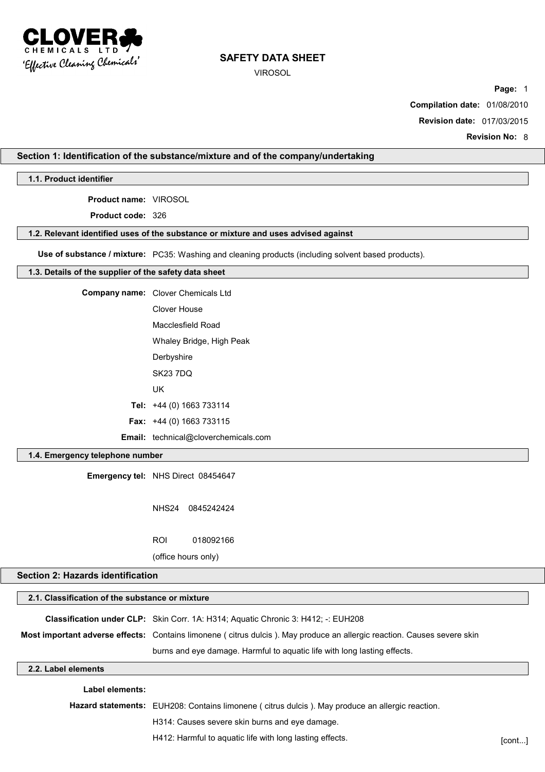# SAFETY DATA SHEET

VIROSOL

**Compilation date:** 01/08/2010

**Revision date:** 017/03/2015

**Revision No:** 8

## Section 1: Identification of the substance/mixture and of the company/undertaking

### 1.1. Product identifier

**Product name:** VIROSOL

**Product code:** 326

### 1.2. Relevant identified uses of the substance or mixture and uses advised against

**Use of substance / mixture:** PC35: Washing and cleaning products (including solvent based products).

### 1.3. Details of the supplier of the safety data sheet

**Company name:** Clover Chemicals Ltd
Clover House
Macclesfield Road
Whaley Bridge, High Peak
Derbyshire
SK23 7DQ
UK

**Tel:** +44 (0) 1663 733114

**Fax:** +44 (0) 1663 733115

**Email:** technical@cloverchemicals.com

### 1.4. Emergency telephone number

**Emergency tel:** NHS Direct 08454647

NHS24 0845242424

ROI 018092166

(office hours only)

## Section 2: Hazards identification

### 2.1. Classification of the substance or mixture

**Classification under CLP:** Skin Corr. 1A: H314; Aquatic Chronic 3: H412; -: EUH208

**Most important adverse effects:** Contains limonene ( citrus dulcis ). May produce an allergic reaction. Causes severe skin burns and eye damage. Harmful to aquatic life with long lasting effects.

### 2.2. Label elements

**Label elements:**

**Hazard statements:** EUH208: Contains limonene ( citrus dulcis ). May produce an allergic reaction.

H314: Causes severe skin burns and eye damage.

H412: Harmful to aquatic life with long lasting effects.

[cont...]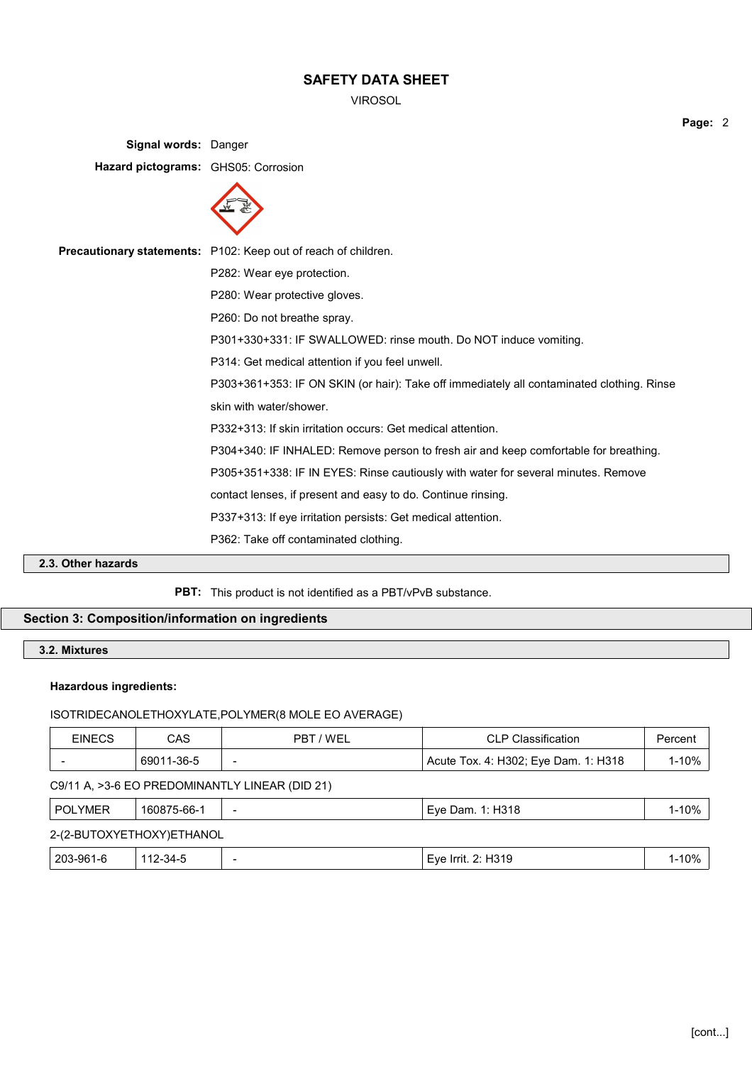**Signal words:** Danger

**Hazard pictograms:** GHS05: Corrosion

**Precautionary statements:** P102: Keep out of reach of children.

P282: Wear eye protection.

P280: Wear protective gloves.

P260: Do not breathe spray.

P301+330+331: IF SWALLOWED: rinse mouth. Do NOT induce vomiting.

P314: Get medical attention if you feel unwell.

P303+361+353: IF ON SKIN (or hair): Take off immediately all contaminated clothing. Rinse skin with water/shower.

P332+313: If skin irritation occurs: Get medical attention.

P304+340: IF INHALED: Remove person to fresh air and keep comfortable for breathing.

P305+351+338: IF IN EYES: Rinse cautiously with water for several minutes. Remove contact lenses, if present and easy to do. Continue rinsing.

P337+313: If eye irritation persists: Get medical attention.

P362: Take off contaminated clothing.

### 2.3. Other hazards

**PBT:** This product is not identified as a PBT/vPvB substance.

## Section 3: Composition/information on ingredients

### 3.2. Mixtures

**Hazardous ingredients:**

ISOTRIDECANOLETHOXYLATE,POLYMER(8 MOLE EO AVERAGE)

| EINECS | CAS | PBT / WEL | CLP Classification | Percent |
|---|---|---|---|---|
| - | 69011-36-5 | - | Acute Tox. 4: H302; Eye Dam. 1: H318 | 1-10% |

C9/11 A, >3-6 EO PREDOMINANTLY LINEAR (DID 21)

| EINECS | CAS | PBT / WEL | CLP Classification | Percent |
|---|---|---|---|---|
| POLYMER | 160875-66-1 | - | Eye Dam. 1: H318 | 1-10% |

2-(2-BUTOXYETHOXY)ETHANOL

| EINECS | CAS | PBT / WEL | CLP Classification | Percent |
|---|---|---|---|---|
| 203-961-6 | 112-34-5 | - | Eye Irrit. 2: H319 | 1-10% |

[cont...]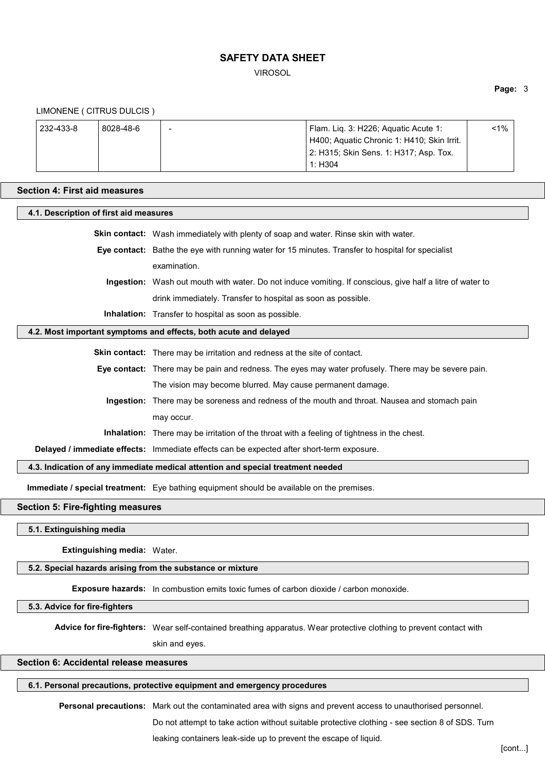LIMONENE ( CITRUS DULCIS )

| | | | | |
|---|---|---|---|---|
| 232-433-8 | 8028-48-6 | - | Flam. Liq. 3: H226; Aquatic Acute 1: H400; Aquatic Chronic 1: H410; Skin Irrit. 2: H315; Skin Sens. 1: H317; Asp. Tox. 1: H304 | <1% |

## Section 4: First aid measures

### 4.1. Description of first aid measures

**Skin contact:** Wash immediately with plenty of soap and water. Rinse skin with water.

**Eye contact:** Bathe the eye with running water for 15 minutes. Transfer to hospital for specialist examination.

**Ingestion:** Wash out mouth with water. Do not induce vomiting. If conscious, give half a litre of water to drink immediately. Transfer to hospital as soon as possible.

**Inhalation:** Transfer to hospital as soon as possible.

### 4.2. Most important symptoms and effects, both acute and delayed

**Skin contact:** There may be irritation and redness at the site of contact.

**Eye contact:** There may be pain and redness. The eyes may water profusely. There may be severe pain. The vision may become blurred. May cause permanent damage.

**Ingestion:** There may be soreness and redness of the mouth and throat. Nausea and stomach pain may occur.

**Inhalation:** There may be irritation of the throat with a feeling of tightness in the chest.

**Delayed / immediate effects:** Immediate effects can be expected after short-term exposure.

### 4.3. Indication of any immediate medical attention and special treatment needed

**Immediate / special treatment:** Eye bathing equipment should be available on the premises.

## Section 5: Fire-fighting measures

### 5.1. Extinguishing media

**Extinguishing media:** Water.

### 5.2. Special hazards arising from the substance or mixture

**Exposure hazards:** In combustion emits toxic fumes of carbon dioxide / carbon monoxide.

### 5.3. Advice for fire-fighters

**Advice for fire-fighters:** Wear self-contained breathing apparatus. Wear protective clothing to prevent contact with skin and eyes.

## Section 6: Accidental release measures

### 6.1. Personal precautions, protective equipment and emergency procedures

**Personal precautions:** Mark out the contaminated area with signs and prevent access to unauthorised personnel. Do not attempt to take action without suitable protective clothing - see section 8 of SDS. Turn leaking containers leak-side up to prevent the escape of liquid.

[cont...]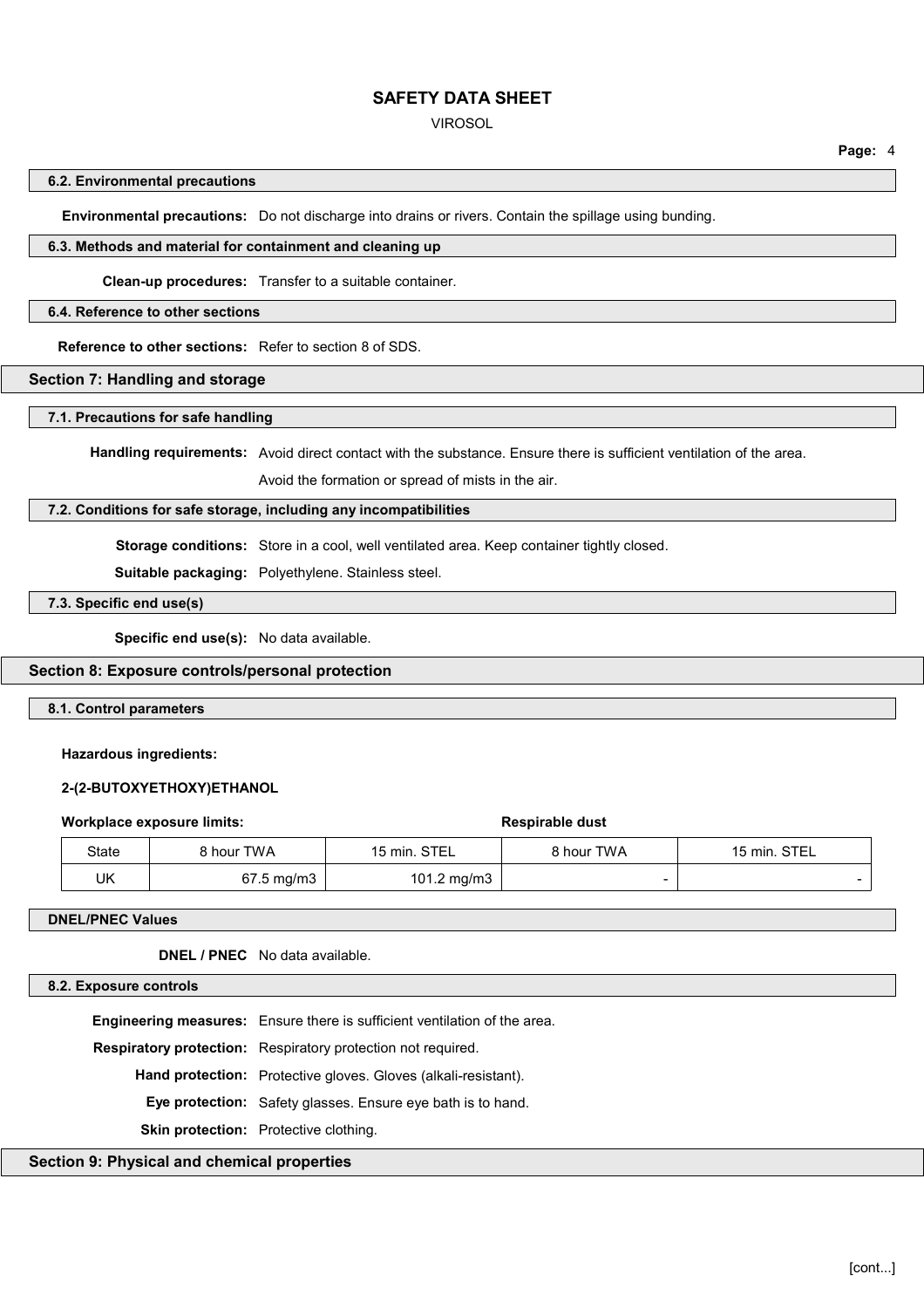### 6.2. Environmental precautions

**Environmental precautions:** Do not discharge into drains or rivers. Contain the spillage using bunding.

### 6.3. Methods and material for containment and cleaning up

**Clean-up procedures:** Transfer to a suitable container.

### 6.4. Reference to other sections

**Reference to other sections:** Refer to section 8 of SDS.

## Section 7: Handling and storage

### 7.1. Precautions for safe handling

**Handling requirements:** Avoid direct contact with the substance. Ensure there is sufficient ventilation of the area.

Avoid the formation or spread of mists in the air.

### 7.2. Conditions for safe storage, including any incompatibilities

**Storage conditions:** Store in a cool, well ventilated area. Keep container tightly closed.

**Suitable packaging:** Polyethylene. Stainless steel.

### 7.3. Specific end use(s)

**Specific end use(s):** No data available.

## Section 8: Exposure controls/personal protection

### 8.1. Control parameters

**Hazardous ingredients:**

**2-(2-BUTOXYETHOXY)ETHANOL**

**Workplace exposure limits:** **Respirable dust**

| State | 8 hour TWA | 15 min. STEL | 8 hour TWA | 15 min. STEL |
|---|---|---|---|---|
| UK | 67.5 mg/m3 | 101.2 mg/m3 | - | - |

### DNEL/PNEC Values

**DNEL / PNEC** No data available.

### 8.2. Exposure controls

**Engineering measures:** Ensure there is sufficient ventilation of the area.

**Respiratory protection:** Respiratory protection not required.

**Hand protection:** Protective gloves. Gloves (alkali-resistant).

**Eye protection:** Safety glasses. Ensure eye bath is to hand.

**Skin protection:** Protective clothing.

## Section 9: Physical and chemical properties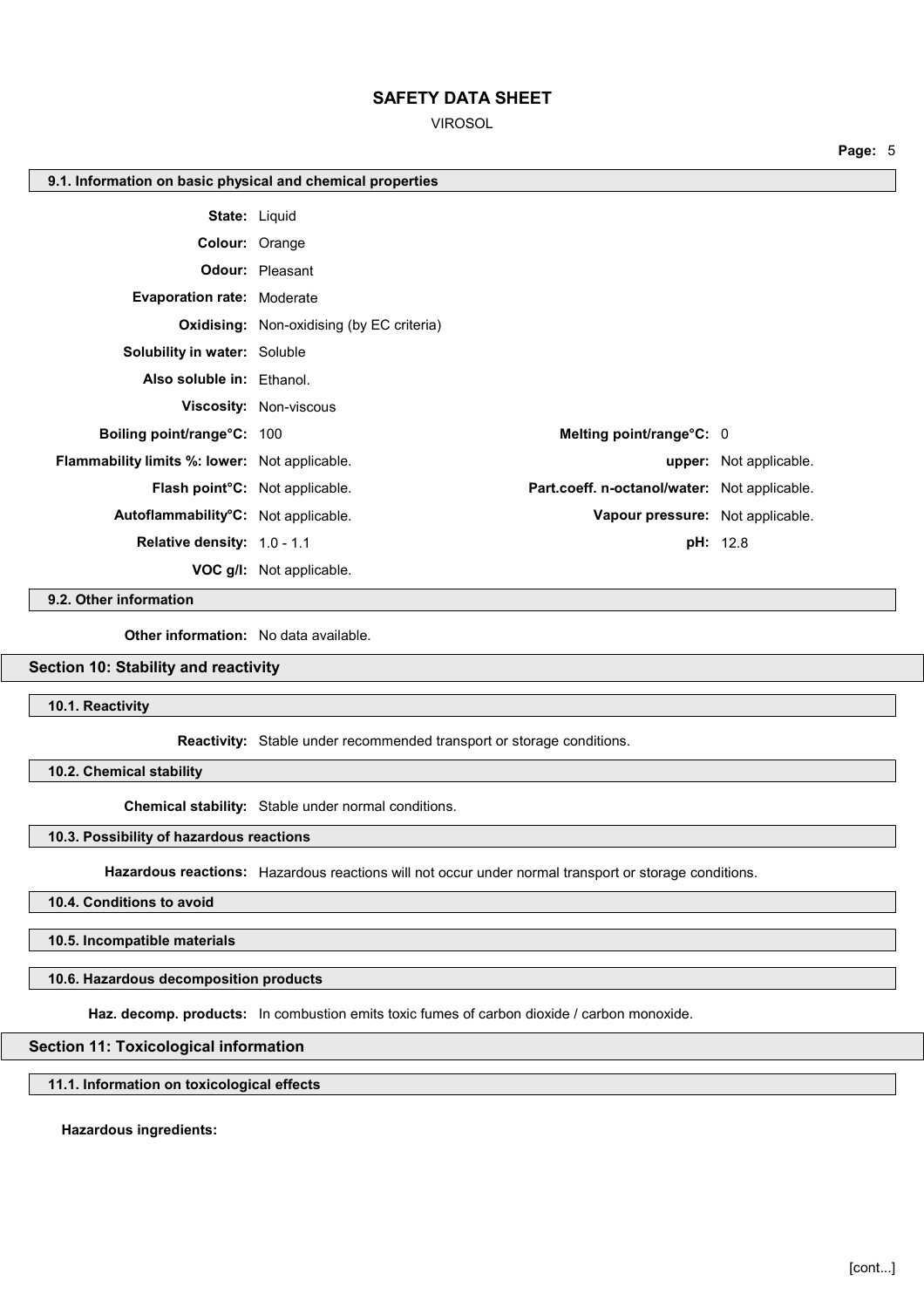### 9.1. Information on basic physical and chemical properties

**State:** Liquid

**Colour:** Orange

**Odour:** Pleasant

**Evaporation rate:** Moderate

**Oxidising:** Non-oxidising (by EC criteria)

**Solubility in water:** Soluble

**Also soluble in:** Ethanol.

**Viscosity:** Non-viscous

| | | | |
|---|---|---|---|
| **Boiling point/range°C:** | 100 | **Melting point/range°C:** | 0 |
| **Flammability limits %: lower:** | Not applicable. | **upper:** | Not applicable. |
| **Flash point°C:** | Not applicable. | **Part.coeff. n-octanol/water:** | Not applicable. |
| **Autoflammability°C:** | Not applicable. | **Vapour pressure:** | Not applicable. |
| **Relative density:** | 1.0 - 1.1 | **pH:** | 12.8 |
| **VOC g/l:** | Not applicable. | | |

### 9.2. Other information

**Other information:** No data available.

## Section 10: Stability and reactivity

### 10.1. Reactivity

**Reactivity:** Stable under recommended transport or storage conditions.

### 10.2. Chemical stability

**Chemical stability:** Stable under normal conditions.

### 10.3. Possibility of hazardous reactions

**Hazardous reactions:** Hazardous reactions will not occur under normal transport or storage conditions.

### 10.4. Conditions to avoid

### 10.5. Incompatible materials

### 10.6. Hazardous decomposition products

**Haz. decomp. products:** In combustion emits toxic fumes of carbon dioxide / carbon monoxide.

## Section 11: Toxicological information

### 11.1. Information on toxicological effects

**Hazardous ingredients:**

[cont...]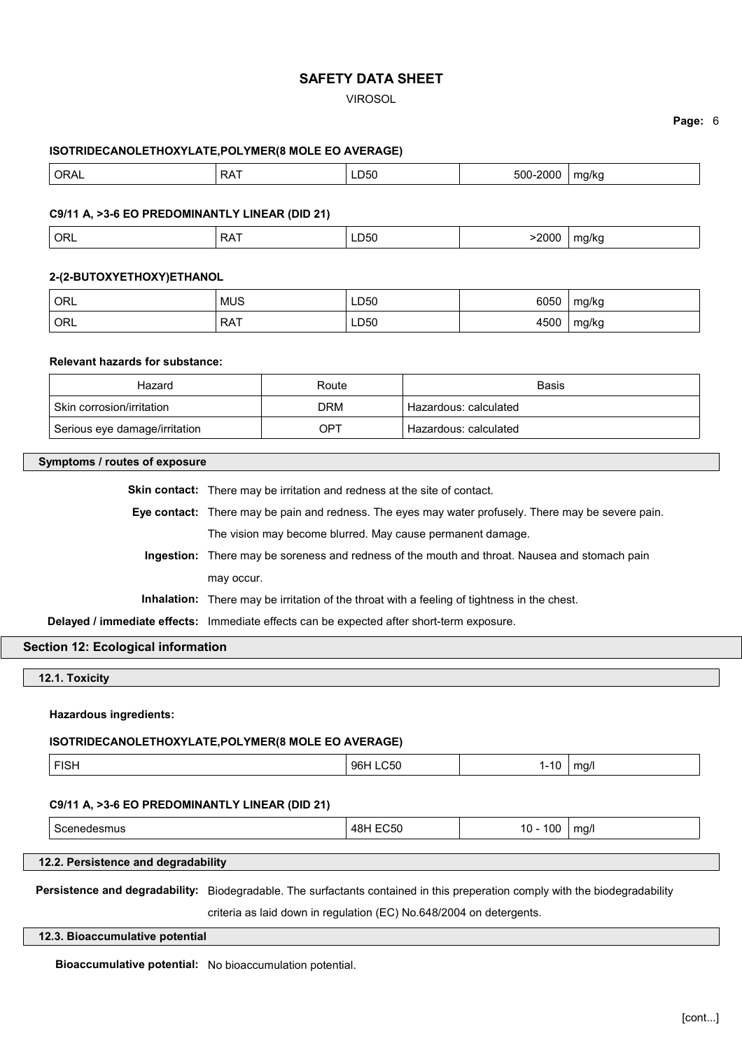**ISOTRIDECANOLETHOXYLATE,POLYMER(8 MOLE EO AVERAGE)**

| ORAL | RAT | LD50 | 500-2000 | mg/kg |
|---|---|---|---|---|

**C9/11 A, >3-6 EO PREDOMINANTLY LINEAR (DID 21)**

| ORL | RAT | LD50 | >2000 | mg/kg |
|---|---|---|---|---|

**2-(2-BUTOXYETHOXY)ETHANOL**

| ORL | MUS | LD50 | 6050 | mg/kg |
|---|---|---|---|---|
| ORL | RAT | LD50 | 4500 | mg/kg |

**Relevant hazards for substance:**

| Hazard | Route | Basis |
|---|---|---|
| Skin corrosion/irritation | DRM | Hazardous: calculated |
| Serious eye damage/irritation | OPT | Hazardous: calculated |

### Symptoms / routes of exposure

**Skin contact:** There may be irritation and redness at the site of contact.

**Eye contact:** There may be pain and redness. The eyes may water profusely. There may be severe pain. The vision may become blurred. May cause permanent damage.

**Ingestion:** There may be soreness and redness of the mouth and throat. Nausea and stomach pain may occur.

**Inhalation:** There may be irritation of the throat with a feeling of tightness in the chest.

**Delayed / immediate effects:** Immediate effects can be expected after short-term exposure.

## Section 12: Ecological information

### 12.1. Toxicity

**Hazardous ingredients:**

**ISOTRIDECANOLETHOXYLATE,POLYMER(8 MOLE EO AVERAGE)**

| FISH | 96H LC50 | 1-10 | mg/l |
|---|---|---|---|

**C9/11 A, >3-6 EO PREDOMINANTLY LINEAR (DID 21)**

| Scenedesmus | 48H EC50 | 10 - 100 | mg/l |
|---|---|---|---|

### 12.2. Persistence and degradability

**Persistence and degradability:** Biodegradable. The surfactants contained in this preperation comply with the biodegradability criteria as laid down in regulation (EC) No.648/2004 on detergents.

### 12.3. Bioaccumulative potential

**Bioaccumulative potential:** No bioaccumulation potential.

[cont...]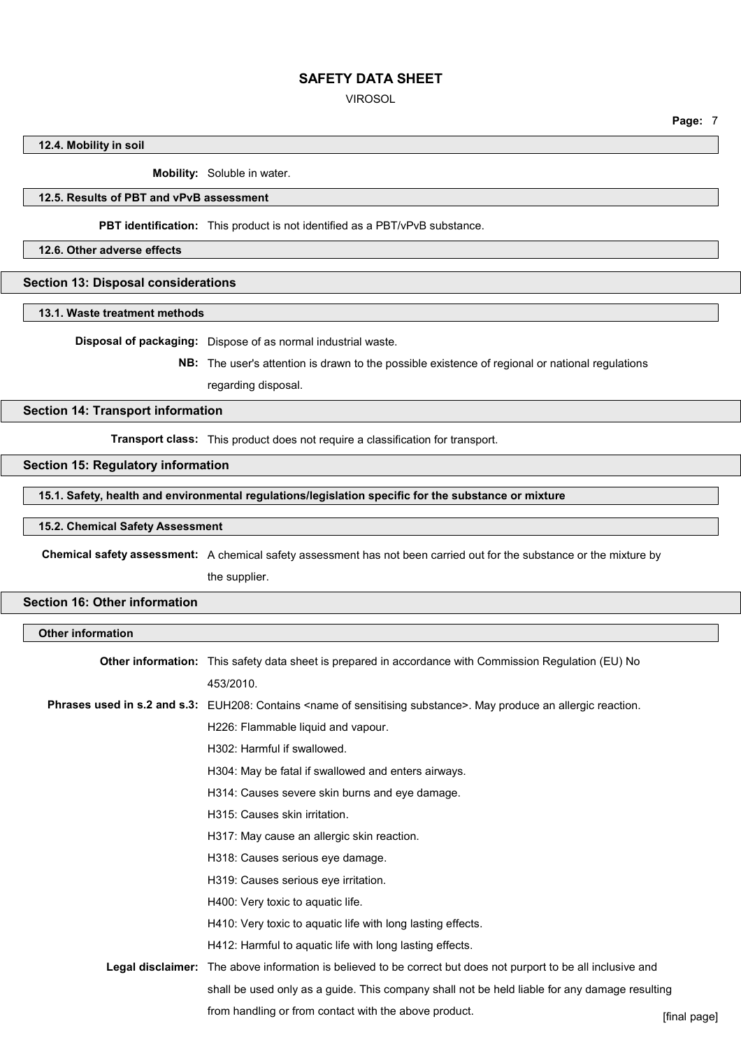### 12.4. Mobility in soil

**Mobility:** Soluble in water.

### 12.5. Results of PBT and vPvB assessment

**PBT identification:** This product is not identified as a PBT/vPvB substance.

### 12.6. Other adverse effects

## Section 13: Disposal considerations

### 13.1. Waste treatment methods

**Disposal of packaging:** Dispose of as normal industrial waste.

**NB:** The user's attention is drawn to the possible existence of regional or national regulations regarding disposal.

## Section 14: Transport information

**Transport class:** This product does not require a classification for transport.

## Section 15: Regulatory information

### 15.1. Safety, health and environmental regulations/legislation specific for the substance or mixture

### 15.2. Chemical Safety Assessment

**Chemical safety assessment:** A chemical safety assessment has not been carried out for the substance or the mixture by the supplier.

## Section 16: Other information

### Other information

**Other information:** This safety data sheet is prepared in accordance with Commission Regulation (EU) No 453/2010.

**Phrases used in s.2 and s.3:** EUH208: Contains <name of sensitising substance>. May produce an allergic reaction.

H226: Flammable liquid and vapour.

H302: Harmful if swallowed.

H304: May be fatal if swallowed and enters airways.

H314: Causes severe skin burns and eye damage.

H315: Causes skin irritation.

H317: May cause an allergic skin reaction.

H318: Causes serious eye damage.

H319: Causes serious eye irritation.

H400: Very toxic to aquatic life.

H410: Very toxic to aquatic life with long lasting effects.

H412: Harmful to aquatic life with long lasting effects.

**Legal disclaimer:** The above information is believed to be correct but does not purport to be all inclusive and shall be used only as a guide. This company shall not be held liable for any damage resulting from handling or from contact with the above product.

[final page]